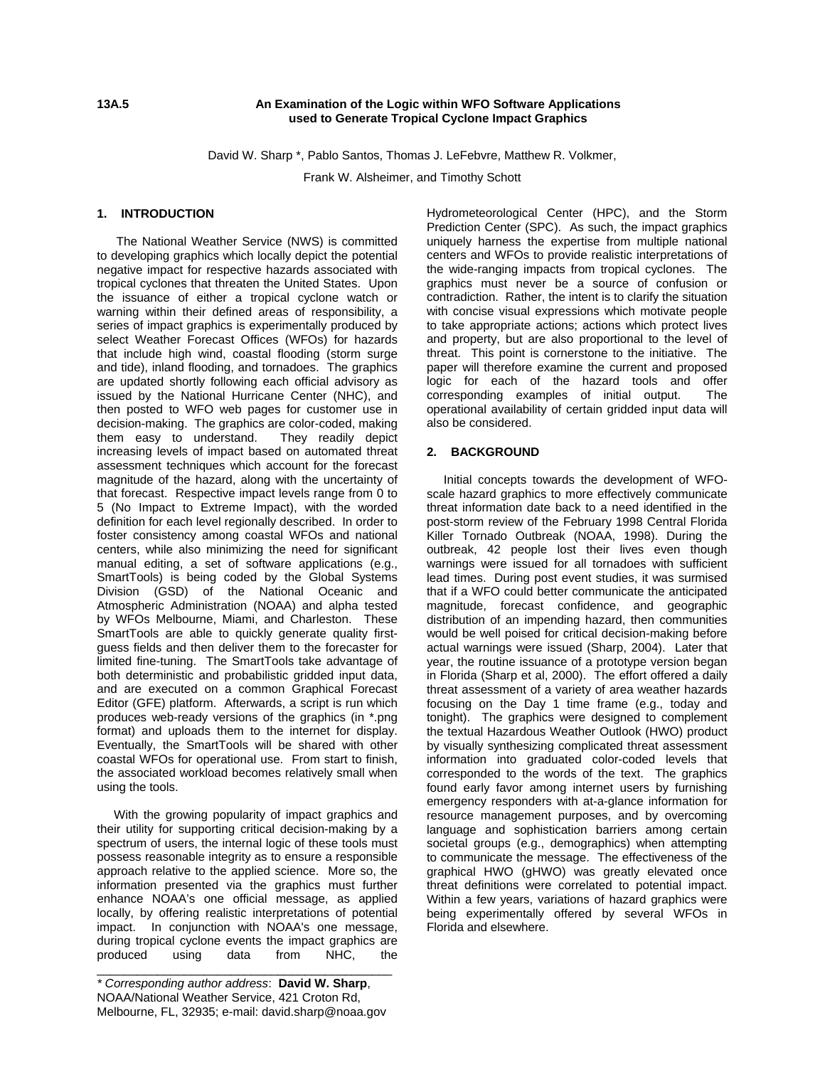**13A.5**

# An Examination of the Logic within WFO Software Applications used to Generate Tropical Cyclone Impact Graphics

David W. Sharp *, Pablo Santos, Thomas J. LeFebvre, Matthew R. Volkmer,

Frank W. Alsheimer, and Timothy Schott

## 1. INTRODUCTION

The National Weather Service (NWS) is committed to developing graphics which locally depict the potential negative impact for respective hazards associated with tropical cyclones that threaten the United States. Upon the issuance of either a tropical cyclone watch or warning within their defined areas of responsibility, a series of impact graphics is experimentally produced by select Weather Forecast Offices (WFOs) for hazards that include high wind, coastal flooding (storm surge and tide), inland flooding, and tornadoes. The graphics are updated shortly following each official advisory as issued by the National Hurricane Center (NHC), and then posted to WFO web pages for customer use in decision-making. The graphics are color-coded, making them easy to understand. They readily depict increasing levels of impact based on automated threat assessment techniques which account for the forecast magnitude of the hazard, along with the uncertainty of that forecast. Respective impact levels range from 0 to 5 (No Impact to Extreme Impact), with the worded definition for each level regionally described. In order to foster consistency among coastal WFOs and national centers, while also minimizing the need for significant manual editing, a set of software applications (e.g., SmartTools) is being coded by the Global Systems Division (GSD) of the National Oceanic and Atmospheric Administration (NOAA) and alpha tested by WFOs Melbourne, Miami, and Charleston. These SmartTools are able to quickly generate quality first-guess fields and then deliver them to the forecaster for limited fine-tuning. The SmartTools take advantage of both deterministic and probabilistic gridded input data, and are executed on a common Graphical Forecast Editor (GFE) platform. Afterwards, a script is run which produces web-ready versions of the graphics (in *.png format) and uploads them to the internet for display. Eventually, the SmartTools will be shared with other coastal WFOs for operational use. From start to finish, the associated workload becomes relatively small when using the tools.

With the growing popularity of impact graphics and their utility for supporting critical decision-making by a spectrum of users, the internal logic of these tools must possess reasonable integrity as to ensure a responsible approach relative to the applied science. More so, the information presented via the graphics must further enhance NOAA's one official message, as applied locally, by offering realistic interpretations of potential impact. In conjunction with NOAA's one message, during tropical cyclone events the impact graphics are produced using data from NHC, the Hydrometeorological Center (HPC), and the Storm Prediction Center (SPC). As such, the impact graphics uniquely harness the expertise from multiple national centers and WFOs to provide realistic interpretations of the wide-ranging impacts from tropical cyclones. The graphics must never be a source of confusion or contradiction. Rather, the intent is to clarify the situation with concise visual expressions which motivate people to take appropriate actions; actions which protect lives and property, but are also proportional to the level of threat. This point is cornerstone to the initiative. The paper will therefore examine the current and proposed logic for each of the hazard tools and offer corresponding examples of initial output. The operational availability of certain gridded input data will also be considered.

## 2. BACKGROUND

Initial concepts towards the development of WFO-scale hazard graphics to more effectively communicate threat information date back to a need identified in the post-storm review of the February 1998 Central Florida Killer Tornado Outbreak (NOAA, 1998). During the outbreak, 42 people lost their lives even though warnings were issued for all tornadoes with sufficient lead times. During post event studies, it was surmised that if a WFO could better communicate the anticipated magnitude, forecast confidence, and geographic distribution of an impending hazard, then communities would be well poised for critical decision-making before actual warnings were issued (Sharp, 2004). Later that year, the routine issuance of a prototype version began in Florida (Sharp et al, 2000). The effort offered a daily threat assessment of a variety of area weather hazards focusing on the Day 1 time frame (e.g., today and tonight). The graphics were designed to complement the textual Hazardous Weather Outlook (HWO) product by visually synthesizing complicated threat assessment information into graduated color-coded levels that corresponded to the words of the text. The graphics found early favor among internet users by furnishing emergency responders with at-a-glance information for resource management purposes, and by overcoming language and sophistication barriers among certain societal groups (e.g., demographics) when attempting to communicate the message. The effectiveness of the graphical HWO (gHWO) was greatly elevated once threat definitions were correlated to potential impact. Within a few years, variations of hazard graphics were being experimentally offered by several WFOs in Florida and elsewhere.

---

*\* Corresponding author address*: **David W. Sharp**, NOAA/National Weather Service, 421 Croton Rd, Melbourne, FL, 32935; e-mail: david.sharp@noaa.gov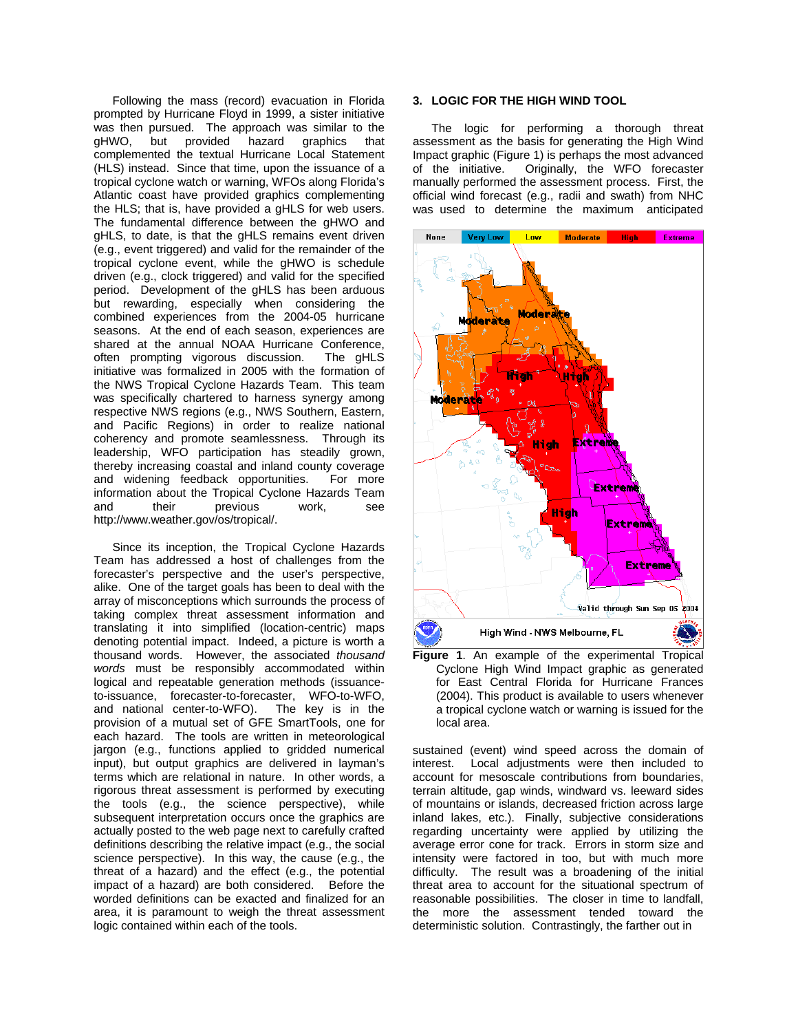Following the mass (record) evacuation in Florida prompted by Hurricane Floyd in 1999, a sister initiative was then pursued. The approach was similar to the gHWO, but provided hazard graphics that complemented the textual Hurricane Local Statement (HLS) instead. Since that time, upon the issuance of a tropical cyclone watch or warning, WFOs along Florida's Atlantic coast have provided graphics complementing the HLS; that is, have provided a gHLS for web users. The fundamental difference between the gHWO and gHLS, to date, is that the gHLS remains event driven (e.g., event triggered) and valid for the remainder of the tropical cyclone event, while the gHWO is schedule driven (e.g., clock triggered) and valid for the specified period. Development of the gHLS has been arduous but rewarding, especially when considering the combined experiences from the 2004-05 hurricane seasons. At the end of each season, experiences are shared at the annual NOAA Hurricane Conference, often prompting vigorous discussion. The gHLS initiative was formalized in 2005 with the formation of the NWS Tropical Cyclone Hazards Team. This team was specifically chartered to harness synergy among respective NWS regions (e.g., NWS Southern, Eastern, and Pacific Regions) in order to realize national coherency and promote seamlessness. Through its leadership, WFO participation has steadily grown, thereby increasing coastal and inland county coverage and widening feedback opportunities. For more information about the Tropical Cyclone Hazards Team and their previous work, see http://www.weather.gov/os/tropical/.

Since its inception, the Tropical Cyclone Hazards Team has addressed a host of challenges from the forecaster's perspective and the user's perspective, alike. One of the target goals has been to deal with the array of misconceptions which surrounds the process of taking complex threat assessment information and translating it into simplified (location-centric) maps denoting potential impact. Indeed, a picture is worth a thousand words. However, the associated *thousand words* must be responsibly accommodated within logical and repeatable generation methods (issuance-to-issuance, forecaster-to-forecaster, WFO-to-WFO, and national center-to-WFO). The key is in the provision of a mutual set of GFE SmartTools, one for each hazard. The tools are written in meteorological jargon (e.g., functions applied to gridded numerical input), but output graphics are delivered in layman's terms which are relational in nature. In other words, a rigorous threat assessment is performed by executing the tools (e.g., the science perspective), while subsequent interpretation occurs once the graphics are actually posted to the web page next to carefully crafted definitions describing the relative impact (e.g., the social science perspective). In this way, the cause (e.g., the threat of a hazard) and the effect (e.g., the potential impact of a hazard) are both considered. Before the worded definitions can be exacted and finalized for an area, it is paramount to weigh the threat assessment logic contained within each of the tools.

## 3. LOGIC FOR THE HIGH WIND TOOL

The logic for performing a thorough threat assessment as the basis for generating the High Wind Impact graphic (Figure 1) is perhaps the most advanced of the initiative. Originally, the WFO forecaster manually performed the assessment process. First, the official wind forecast (e.g., radii and swath) from NHC was used to determine the maximum anticipated sustained (event) wind speed across the domain of interest. Local adjustments were then included to account for mesoscale contributions from boundaries, terrain altitude, gap winds, windward vs. leeward sides of mountains or islands, decreased friction across large inland lakes, etc.). Finally, subjective considerations regarding uncertainty were applied by utilizing the average error cone for track. Errors in storm size and intensity were factored in too, but with much more difficulty. The result was a broadening of the initial threat area to account for the situational spectrum of reasonable possibilities. The closer in time to landfall, the more the assessment tended toward the deterministic solution. Contrastingly, the farther out in

**Figure 1**. An example of the experimental Tropical Cyclone High Wind Impact graphic as generated for East Central Florida for Hurricane Frances (2004). This product is available to users whenever a tropical cyclone watch or warning is issued for the local area.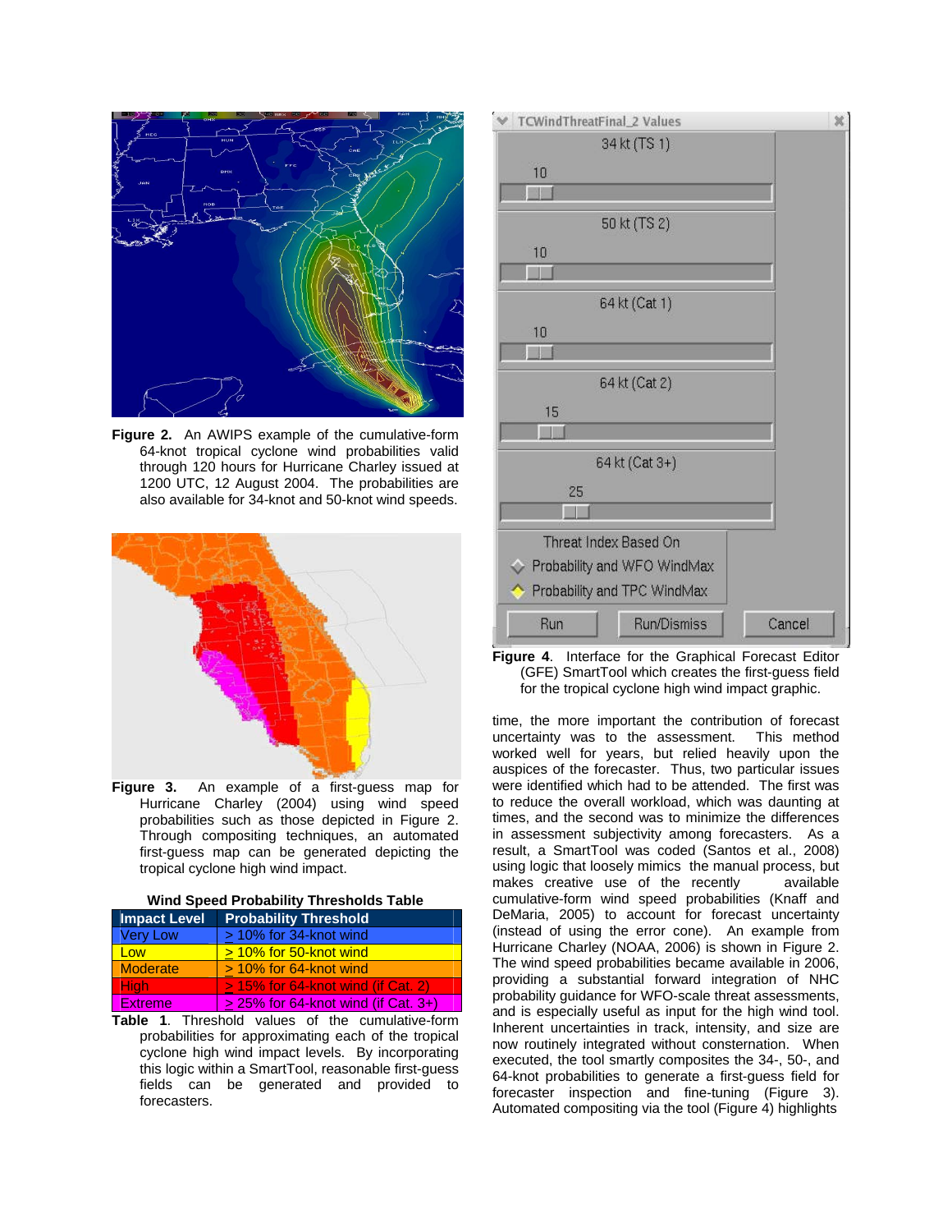**Figure 2.** An AWIPS example of the cumulative-form 64-knot tropical cyclone wind probabilities valid through 120 hours for Hurricane Charley issued at 1200 UTC, 12 August 2004. The probabilities are also available for 34-knot and 50-knot wind speeds.

**Figure 3.** An example of a first-guess map for Hurricane Charley (2004) using wind speed probabilities such as those depicted in Figure 2. Through compositing techniques, an automated first-guess map can be generated depicting the tropical cyclone high wind impact.

**Wind Speed Probability Thresholds Table**

| Impact Level | Probability Threshold |
|---|---|
| Very Low | ≥ 10% for 34-knot wind |
| Low | ≥ 10% for 50-knot wind |
| Moderate | ≥ 10% for 64-knot wind |
| High | ≥ 15% for 64-knot wind (if Cat. 2) |
| Extreme | ≥ 25% for 64-knot wind (if Cat. 3+) |

**Table 1**. Threshold values of the cumulative-form probabilities for approximating each of the tropical cyclone high wind impact levels. By incorporating this logic within a SmartTool, reasonable first-guess fields can be generated and provided to forecasters.

**Figure 4**. Interface for the Graphical Forecast Editor (GFE) SmartTool which creates the first-guess field for the tropical cyclone high wind impact graphic.

time, the more important the contribution of forecast uncertainty was to the assessment. This method worked well for years, but relied heavily upon the auspices of the forecaster. Thus, two particular issues were identified which had to be attended. The first was to reduce the overall workload, which was daunting at times, and the second was to minimize the differences in assessment subjectivity among forecasters. As a result, a SmartTool was coded (Santos et al., 2008) using logic that loosely mimics the manual process, but makes creative use of the recently available cumulative-form wind speed probabilities (Knaff and DeMaria, 2005) to account for forecast uncertainty (instead of using the error cone). An example from Hurricane Charley (NOAA, 2006) is shown in Figure 2. The wind speed probabilities became available in 2006, providing a substantial forward integration of NHC probability guidance for WFO-scale threat assessments, and is especially useful as input for the high wind tool. Inherent uncertainties in track, intensity, and size are now routinely integrated without consternation. When executed, the tool smartly composites the 34-, 50-, and 64-knot probabilities to generate a first-guess field for forecaster inspection and fine-tuning (Figure 3). Automated compositing via the tool (Figure 4) highlights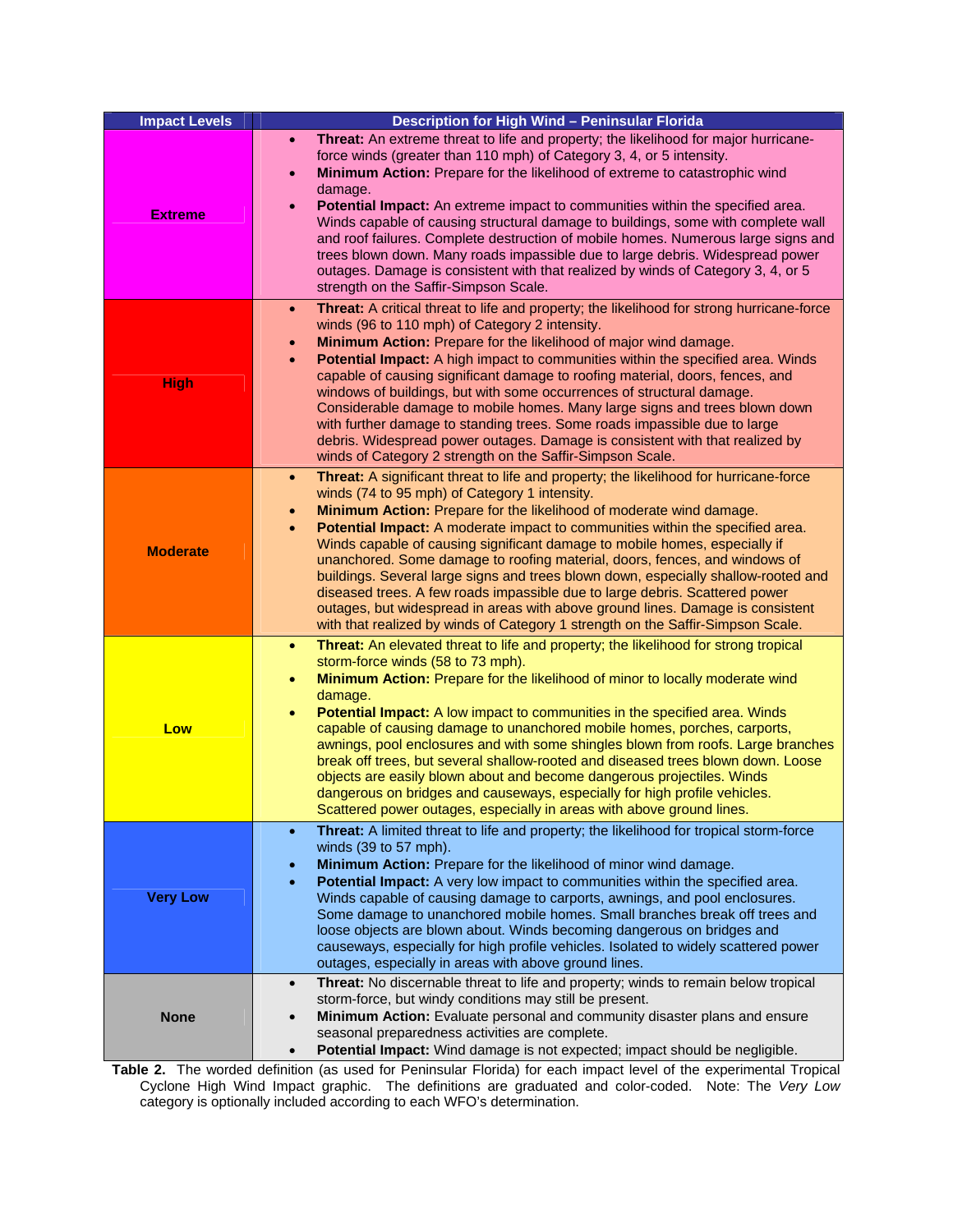| Impact Levels | Description for High Wind – Peninsular Florida |
|---|---|
| **Extreme** | • **Threat:** An extreme threat to life and property; the likelihood for major hurricane-force winds (greater than 110 mph) of Category 3, 4, or 5 intensity. <br>• **Minimum Action:** Prepare for the likelihood of extreme to catastrophic wind damage. <br>• **Potential Impact:** An extreme impact to communities within the specified area. Winds capable of causing structural damage to buildings, some with complete wall and roof failures. Complete destruction of mobile homes. Numerous large signs and trees blown down. Many roads impassible due to large debris. Widespread power outages. Damage is consistent with that realized by winds of Category 3, 4, or 5 strength on the Saffir-Simpson Scale. |
| **High** | • **Threat:** A critical threat to life and property; the likelihood for strong hurricane-force winds (96 to 110 mph) of Category 2 intensity. <br>• **Minimum Action:** Prepare for the likelihood of major wind damage. <br>• **Potential Impact:** A high impact to communities within the specified area. Winds capable of causing significant damage to roofing material, doors, fences, and windows of buildings, but with some occurrences of structural damage. Considerable damage to mobile homes. Many large signs and trees blown down with further damage to standing trees. Some roads impassible due to large debris. Widespread power outages. Damage is consistent with that realized by winds of Category 2 strength on the Saffir-Simpson Scale. |
| **Moderate** | • **Threat:** A significant threat to life and property; the likelihood for hurricane-force winds (74 to 95 mph) of Category 1 intensity. <br>• **Minimum Action:** Prepare for the likelihood of moderate wind damage. <br>• **Potential Impact:** A moderate impact to communities within the specified area. Winds capable of causing significant damage to mobile homes, especially if unanchored. Some damage to roofing material, doors, fences, and windows of buildings. Several large signs and trees blown down, especially shallow-rooted and diseased trees. A few roads impassible due to large debris. Scattered power outages, but widespread in areas with above ground lines. Damage is consistent with that realized by winds of Category 1 strength on the Saffir-Simpson Scale. |
| **Low** | • **Threat:** An elevated threat to life and property; the likelihood for strong tropical storm-force winds (58 to 73 mph). <br>• **Minimum Action:** Prepare for the likelihood of minor to locally moderate wind damage. <br>• **Potential Impact:** A low impact to communities in the specified area. Winds capable of causing damage to unanchored mobile homes, porches, carports, awnings, pool enclosures and with some shingles blown from roofs. Large branches break off trees, but several shallow-rooted and diseased trees blown down. Loose objects are easily blown about and become dangerous projectiles. Winds dangerous on bridges and causeways, especially for high profile vehicles. Scattered power outages, especially in areas with above ground lines. |
| **Very Low** | • **Threat:** A limited threat to life and property; the likelihood for tropical storm-force winds (39 to 57 mph). <br>• **Minimum Action:** Prepare for the likelihood of minor wind damage. <br>• **Potential Impact:** A very low impact to communities within the specified area. Winds capable of causing damage to carports, awnings, and pool enclosures. Some damage to unanchored mobile homes. Small branches break off trees and loose objects are blown about. Winds becoming dangerous on bridges and causeways, especially for high profile vehicles. Isolated to widely scattered power outages, especially in areas with above ground lines. |
| **None** | • **Threat:** No discernable threat to life and property; winds to remain below tropical storm-force, but windy conditions may still be present. <br>• **Minimum Action:** Evaluate personal and community disaster plans and ensure seasonal preparedness activities are complete. <br>• **Potential Impact:** Wind damage is not expected; impact should be negligible. |

**Table 2.** The worded definition (as used for Peninsular Florida) for each impact level of the experimental Tropical Cyclone High Wind Impact graphic. The definitions are graduated and color-coded. Note: The *Very Low* category is optionally included according to each WFO's determination.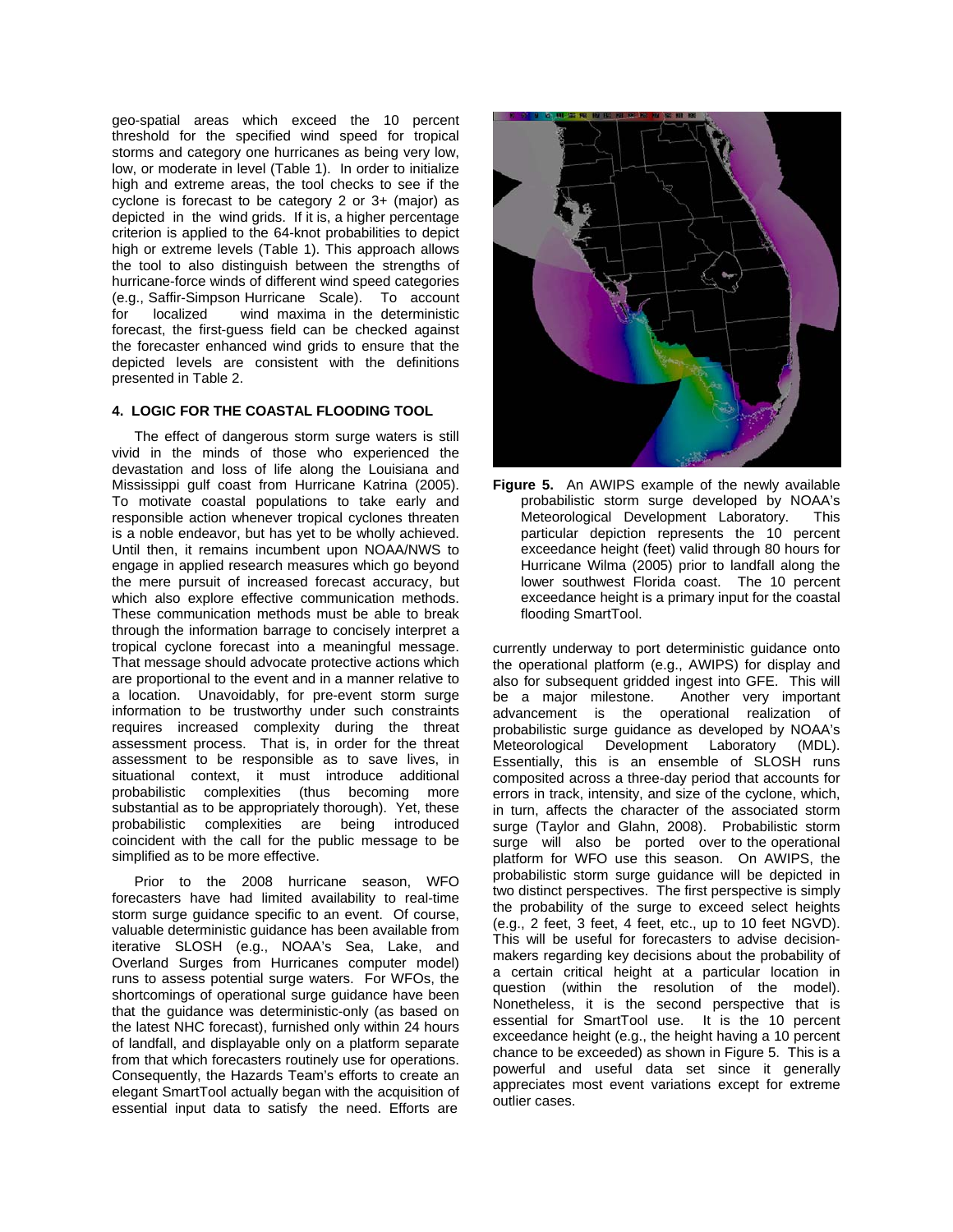geo-spatial areas which exceed the 10 percent threshold for the specified wind speed for tropical storms and category one hurricanes as being very low, low, or moderate in level (Table 1). In order to initialize high and extreme areas, the tool checks to see if the cyclone is forecast to be category 2 or 3+ (major) as depicted in the wind grids. If it is, a higher percentage criterion is applied to the 64-knot probabilities to depict high or extreme levels (Table 1). This approach allows the tool to also distinguish between the strengths of hurricane-force winds of different wind speed categories (e.g., Saffir-Simpson Hurricane Scale). To account for localized wind maxima in the deterministic forecast, the first-guess field can be checked against the forecaster enhanced wind grids to ensure that the depicted levels are consistent with the definitions presented in Table 2.

## 4. LOGIC FOR THE COASTAL FLOODING TOOL

The effect of dangerous storm surge waters is still vivid in the minds of those who experienced the devastation and loss of life along the Louisiana and Mississippi gulf coast from Hurricane Katrina (2005). To motivate coastal populations to take early and responsible action whenever tropical cyclones threaten is a noble endeavor, but has yet to be wholly achieved. Until then, it remains incumbent upon NOAA/NWS to engage in applied research measures which go beyond the mere pursuit of increased forecast accuracy, but which also explore effective communication methods. These communication methods must be able to break through the information barrage to concisely interpret a tropical cyclone forecast into a meaningful message. That message should advocate protective actions which are proportional to the event and in a manner relative to a location. Unavoidably, for pre-event storm surge information to be trustworthy under such constraints requires increased complexity during the threat assessment process. That is, in order for the threat assessment to be responsible as to save lives, in situational context, it must introduce additional probabilistic complexities (thus becoming more substantial as to be appropriately thorough). Yet, these probabilistic complexities are being introduced coincident with the call for the public message to be simplified as to be more effective.

Prior to the 2008 hurricane season, WFO forecasters have had limited availability to real-time storm surge guidance specific to an event. Of course, valuable deterministic guidance has been available from iterative SLOSH (e.g., NOAA's Sea, Lake, and Overland Surges from Hurricanes computer model) runs to assess potential surge waters. For WFOs, the shortcomings of operational surge guidance have been that the guidance was deterministic-only (as based on the latest NHC forecast), furnished only within 24 hours of landfall, and displayable only on a platform separate from that which forecasters routinely use for operations. Consequently, the Hazards Team's efforts to create an elegant SmartTool actually began with the acquisition of essential input data to satisfy the need. Efforts are

**Figure 5.** An AWIPS example of the newly available probabilistic storm surge developed by NOAA's Meteorological Development Laboratory. This particular depiction represents the 10 percent exceedance height (feet) valid through 80 hours for Hurricane Wilma (2005) prior to landfall along the lower southwest Florida coast. The 10 percent exceedance height is a primary input for the coastal flooding SmartTool.

currently underway to port deterministic guidance onto the operational platform (e.g., AWIPS) for display and also for subsequent gridded ingest into GFE. This will be a major milestone. Another very important advancement is the operational realization of probabilistic surge guidance as developed by NOAA's Meteorological Development Laboratory (MDL). Essentially, this is an ensemble of SLOSH runs composited across a three-day period that accounts for errors in track, intensity, and size of the cyclone, which, in turn, affects the character of the associated storm surge (Taylor and Glahn, 2008). Probabilistic storm surge will also be ported over to the operational platform for WFO use this season. On AWIPS, the probabilistic storm surge guidance will be depicted in two distinct perspectives. The first perspective is simply the probability of the surge to exceed select heights (e.g., 2 feet, 3 feet, 4 feet, etc., up to 10 feet NGVD). This will be useful for forecasters to advise decision-makers regarding key decisions about the probability of a certain critical height at a particular location in question (within the resolution of the model). Nonetheless, it is the second perspective that is essential for SmartTool use. It is the 10 percent exceedance height (e.g., the height having a 10 percent chance to be exceeded) as shown in Figure 5. This is a powerful and useful data set since it generally appreciates most event variations except for extreme outlier cases.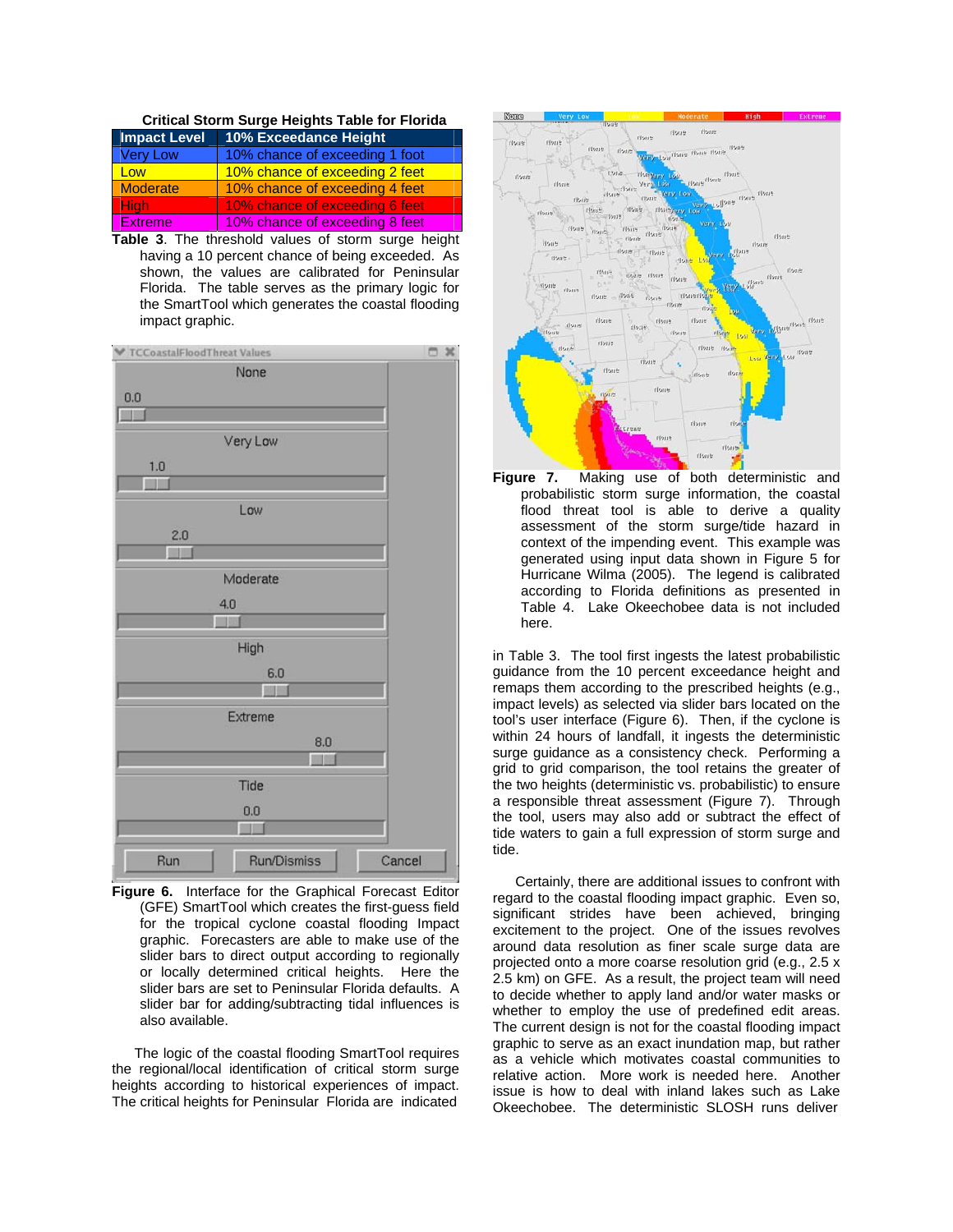**Critical Storm Surge Heights Table for Florida**

| Impact Level | 10% Exceedance Height |
|---|---|
| Very Low | 10% chance of exceeding 1 foot |
| Low | 10% chance of exceeding 2 feet |
| Moderate | 10% chance of exceeding 4 feet |
| High | 10% chance of exceeding 6 feet |
| Extreme | 10% chance of exceeding 8 feet |

**Table 3**. The threshold values of storm surge height having a 10 percent chance of being exceeded. As shown, the values are calibrated for Peninsular Florida. The table serves as the primary logic for the SmartTool which generates the coastal flooding impact graphic.

**Figure 6.** Interface for the Graphical Forecast Editor (GFE) SmartTool which creates the first-guess field for the tropical cyclone coastal flooding Impact graphic. Forecasters are able to make use of the slider bars to direct output according to regionally or locally determined critical heights. Here the slider bars are set to Peninsular Florida defaults. A slider bar for adding/subtracting tidal influences is also available.

The logic of the coastal flooding SmartTool requires the regional/local identification of critical storm surge heights according to historical experiences of impact. The critical heights for Peninsular Florida are indicated in Table 3. The tool first ingests the latest probabilistic guidance from the 10 percent exceedance height and remaps them according to the prescribed heights (e.g., impact levels) as selected via slider bars located on the tool's user interface (Figure 6). Then, if the cyclone is within 24 hours of landfall, it ingests the deterministic surge guidance as a consistency check. Performing a grid to grid comparison, the tool retains the greater of the two heights (deterministic vs. probabilistic) to ensure a responsible threat assessment (Figure 7). Through the tool, users may also add or subtract the effect of tide waters to gain a full expression of storm surge and tide.

**Figure 7.** Making use of both deterministic and probabilistic storm surge information, the coastal flood threat tool is able to derive a quality assessment of the storm surge/tide hazard in context of the impending event. This example was generated using input data shown in Figure 5 for Hurricane Wilma (2005). The legend is calibrated according to Florida definitions as presented in Table 4. Lake Okeechobee data is not included here.

Certainly, there are additional issues to confront with regard to the coastal flooding impact graphic. Even so, significant strides have been achieved, bringing excitement to the project. One of the issues revolves around data resolution as finer scale surge data are projected onto a more coarse resolution grid (e.g., 2.5 x 2.5 km) on GFE. As a result, the project team will need to decide whether to apply land and/or water masks or whether to employ the use of predefined edit areas. The current design is not for the coastal flooding impact graphic to serve as an exact inundation map, but rather as a vehicle which motivates coastal communities to relative action. More work is needed here. Another issue is how to deal with inland lakes such as Lake Okeechobee. The deterministic SLOSH runs deliver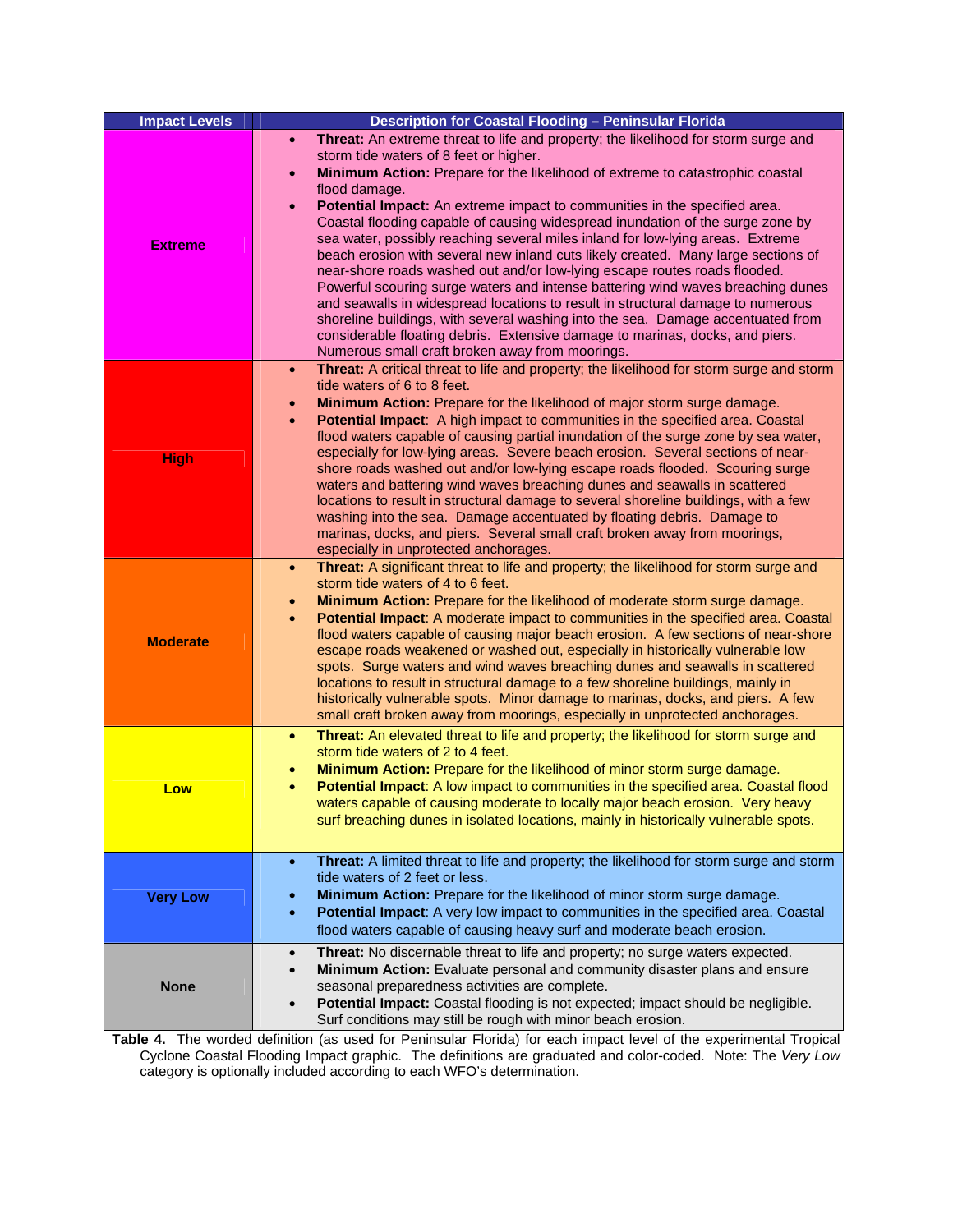| Impact Levels | Description for Coastal Flooding – Peninsular Florida |
|---|---|
| **Extreme** | • **Threat:** An extreme threat to life and property; the likelihood for storm surge and storm tide waters of 8 feet or higher. <br> • **Minimum Action:** Prepare for the likelihood of extreme to catastrophic coastal flood damage. <br> • **Potential Impact:** An extreme impact to communities in the specified area. Coastal flooding capable of causing widespread inundation of the surge zone by sea water, possibly reaching several miles inland for low-lying areas. Extreme beach erosion with several new inland cuts likely created. Many large sections of near-shore roads washed out and/or low-lying escape routes roads flooded. Powerful scouring surge waters and intense battering wind waves breaching dunes and seawalls in widespread locations to result in structural damage to numerous shoreline buildings, with several washing into the sea. Damage accentuated from considerable floating debris. Extensive damage to marinas, docks, and piers. Numerous small craft broken away from moorings. |
| **High** | • **Threat:** A critical threat to life and property; the likelihood for storm surge and storm tide waters of 6 to 8 feet. <br> • **Minimum Action:** Prepare for the likelihood of major storm surge damage. <br> • **Potential Impact**: A high impact to communities in the specified area. Coastal flood waters capable of causing partial inundation of the surge zone by sea water, especially for low-lying areas. Severe beach erosion. Several sections of near-shore roads washed out and/or low-lying escape roads flooded. Scouring surge waters and battering wind waves breaching dunes and seawalls in scattered locations to result in structural damage to several shoreline buildings, with a few washing into the sea. Damage accentuated by floating debris. Damage to marinas, docks, and piers. Several small craft broken away from moorings, especially in unprotected anchorages. |
| **Moderate** | • **Threat:** A significant threat to life and property; the likelihood for storm surge and storm tide waters of 4 to 6 feet. <br> • **Minimum Action:** Prepare for the likelihood of moderate storm surge damage. <br> • **Potential Impact**: A moderate impact to communities in the specified area. Coastal flood waters capable of causing major beach erosion. A few sections of near-shore escape roads weakened or washed out, especially in historically vulnerable low spots. Surge waters and wind waves breaching dunes and seawalls in scattered locations to result in structural damage to a few shoreline buildings, mainly in historically vulnerable spots. Minor damage to marinas, docks, and piers. A few small craft broken away from moorings, especially in unprotected anchorages. |
| **Low** | • **Threat:** An elevated threat to life and property; the likelihood for storm surge and storm tide waters of 2 to 4 feet. <br> • **Minimum Action:** Prepare for the likelihood of minor storm surge damage. <br> • **Potential Impact**: A low impact to communities in the specified area. Coastal flood waters capable of causing moderate to locally major beach erosion. Very heavy surf breaching dunes in isolated locations, mainly in historically vulnerable spots. |
| **Very Low** | • **Threat:** A limited threat to life and property; the likelihood for storm surge and storm tide waters of 2 feet or less. <br> • **Minimum Action:** Prepare for the likelihood of minor storm surge damage. <br> • **Potential Impact**: A very low impact to communities in the specified area. Coastal flood waters capable of causing heavy surf and moderate beach erosion. |
| **None** | • **Threat:** No discernable threat to life and property; no surge waters expected. <br> • **Minimum Action:** Evaluate personal and community disaster plans and ensure seasonal preparedness activities are complete. <br> • **Potential Impact:** Coastal flooding is not expected; impact should be negligible. Surf conditions may still be rough with minor beach erosion. |

**Table 4.** The worded definition (as used for Peninsular Florida) for each impact level of the experimental Tropical Cyclone Coastal Flooding Impact graphic. The definitions are graduated and color-coded. Note: The *Very Low* category is optionally included according to each WFO's determination.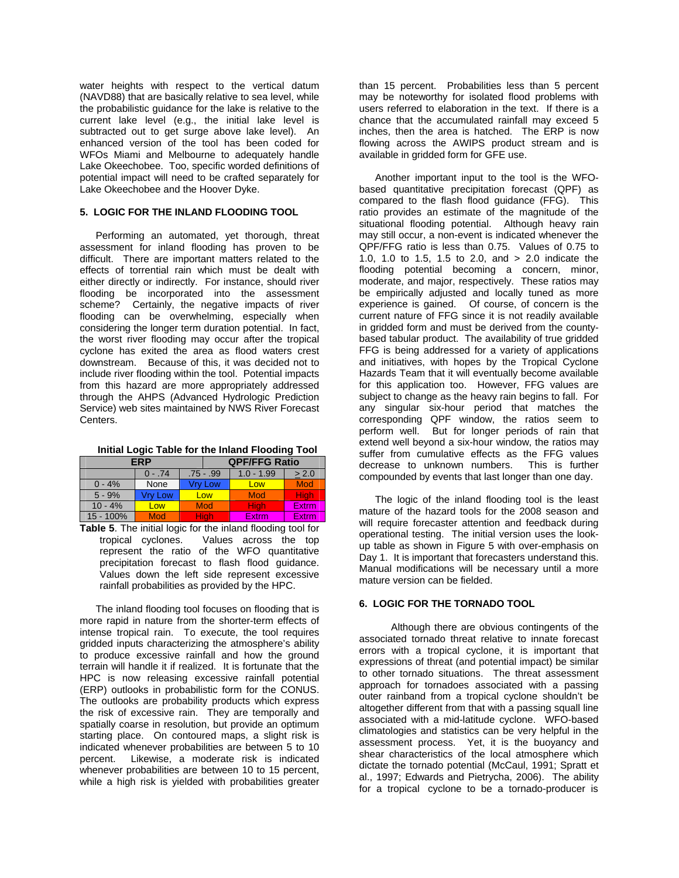water heights with respect to the vertical datum (NAVD88) that are basically relative to sea level, while the probabilistic guidance for the lake is relative to the current lake level (e.g., the initial lake level is subtracted out to get surge above lake level). An enhanced version of the tool has been coded for WFOs Miami and Melbourne to adequately handle Lake Okeechobee. Too, specific worded definitions of potential impact will need to be crafted separately for Lake Okeechobee and the Hoover Dyke.

## 5. LOGIC FOR THE INLAND FLOODING TOOL

Performing an automated, yet thorough, threat assessment for inland flooding has proven to be difficult. There are important matters related to the effects of torrential rain which must be dealt with either directly or indirectly. For instance, should river flooding be incorporated into the assessment scheme? Certainly, the negative impacts of river flooding can be overwhelming, especially when considering the longer term duration potential. In fact, the worst river flooding may occur after the tropical cyclone has exited the area as flood waters crest downstream. Because of this, it was decided not to include river flooding within the tool. Potential impacts from this hazard are more appropriately addressed through the AHPS (Advanced Hydrologic Prediction Service) web sites maintained by NWS River Forecast Centers.

**Initial Logic Table for the Inland Flooding Tool**

| ERP | QPF/FFG Ratio | | | |
|---|---|---|---|---|
| | 0 - .74 | .75 - .99 | 1.0 - 1.99 | ≥ 2.0 |
| 0 - 4% | None | Vry Low | Low | Mod |
| 5 - 9% | Vry Low | Low | Mod | High |
| 10 - 4% | Low | Mod | High | Extrm |
| 15 - 100% | Mod | High | Extrm | Extrm |

**Table 5**. The initial logic for the inland flooding tool for tropical cyclones. Values across the top represent the ratio of the WFO quantitative precipitation forecast to flash flood guidance. Values down the left side represent excessive rainfall probabilities as provided by the HPC.

The inland flooding tool focuses on flooding that is more rapid in nature from the shorter-term effects of intense tropical rain. To execute, the tool requires gridded inputs characterizing the atmosphere's ability to produce excessive rainfall and how the ground terrain will handle it if realized. It is fortunate that the HPC is now releasing excessive rainfall potential (ERP) outlooks in probabilistic form for the CONUS. The outlooks are probability products which express the risk of excessive rain. They are temporally and spatially coarse in resolution, but provide an optimum starting place. On contoured maps, a slight risk is indicated whenever probabilities are between 5 to 10 percent. Likewise, a moderate risk is indicated whenever probabilities are between 10 to 15 percent, while a high risk is yielded with probabilities greater than 15 percent. Probabilities less than 5 percent may be noteworthy for isolated flood problems with users referred to elaboration in the text. If there is a chance that the accumulated rainfall may exceed 5 inches, then the area is hatched. The ERP is now flowing across the AWIPS product stream and is available in gridded form for GFE use.

Another important input to the tool is the WFO-based quantitative precipitation forecast (QPF) as compared to the flash flood guidance (FFG). This ratio provides an estimate of the magnitude of the situational flooding potential. Although heavy rain may still occur, a non-event is indicated whenever the QPF/FFG ratio is less than 0.75. Values of 0.75 to 1.0, 1.0 to 1.5, 1.5 to 2.0, and > 2.0 indicate the flooding potential becoming a concern, minor, moderate, and major, respectively. These ratios may be empirically adjusted and locally tuned as more experience is gained. Of course, of concern is the current nature of FFG since it is not readily available in gridded form and must be derived from the county-based tabular product. The availability of true gridded FFG is being addressed for a variety of applications and initiatives, with hopes by the Tropical Cyclone Hazards Team that it will eventually become available for this application too. However, FFG values are subject to change as the heavy rain begins to fall. For any singular six-hour period that matches the corresponding QPF window, the ratios seem to perform well. But for longer periods of rain that extend well beyond a six-hour window, the ratios may suffer from cumulative effects as the FFG values decrease to unknown numbers. This is further compounded by events that last longer than one day.

The logic of the inland flooding tool is the least mature of the hazard tools for the 2008 season and will require forecaster attention and feedback during operational testing. The initial version uses the look-up table as shown in Figure 5 with over-emphasis on Day 1. It is important that forecasters understand this. Manual modifications will be necessary until a more mature version can be fielded.

## 6. LOGIC FOR THE TORNADO TOOL

Although there are obvious contingents of the associated tornado threat relative to innate forecast errors with a tropical cyclone, it is important that expressions of threat (and potential impact) be similar to other tornado situations. The threat assessment approach for tornadoes associated with a passing outer rainband from a tropical cyclone shouldn't be altogether different from that with a passing squall line associated with a mid-latitude cyclone. WFO-based climatologies and statistics can be very helpful in the assessment process. Yet, it is the buoyancy and shear characteristics of the local atmosphere which dictate the tornado potential (McCaul, 1991; Spratt et al., 1997; Edwards and Pietrycha, 2006). The ability for a tropical cyclone to be a tornado-producer is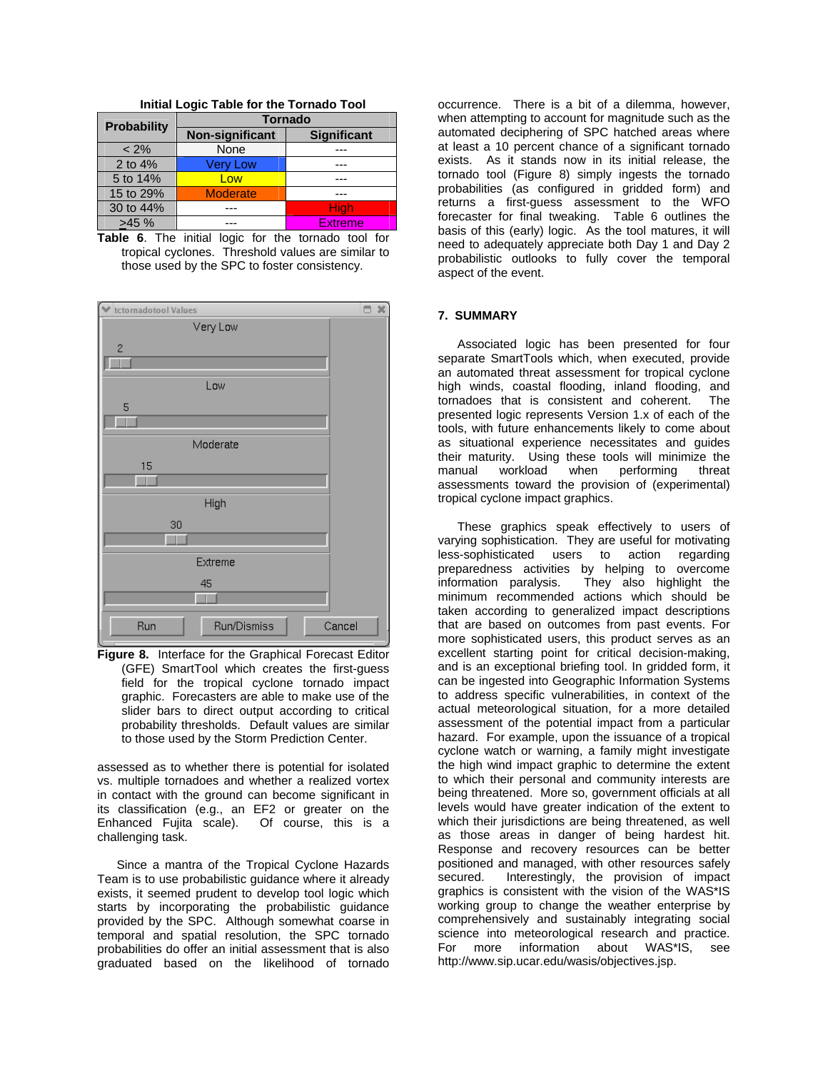**Initial Logic Table for the Tornado Tool**

| Probability | Tornado | |
|---|---|---|
| | Non-significant | Significant |
| < 2% | None | --- |
| 2 to 4% | Very Low | --- |
| 5 to 14% | Low | --- |
| 15 to 29% | Moderate | --- |
| 30 to 44% | --- | High |
| >45 % | --- | Extreme |

**Table 6**. The initial logic for the tornado tool for tropical cyclones. Threshold values are similar to those used by the SPC to foster consistency.

**Figure 8.** Interface for the Graphical Forecast Editor (GFE) SmartTool which creates the first-guess field for the tropical cyclone tornado impact graphic. Forecasters are able to make use of the slider bars to direct output according to critical probability thresholds. Default values are similar to those used by the Storm Prediction Center.

assessed as to whether there is potential for isolated vs. multiple tornadoes and whether a realized vortex in contact with the ground can become significant in its classification (e.g., an EF2 or greater on the Enhanced Fujita scale). Of course, this is a challenging task.

Since a mantra of the Tropical Cyclone Hazards Team is to use probabilistic guidance where it already exists, it seemed prudent to develop tool logic which starts by incorporating the probabilistic guidance provided by the SPC. Although somewhat coarse in temporal and spatial resolution, the SPC tornado probabilities do offer an initial assessment that is also graduated based on the likelihood of tornado occurrence. There is a bit of a dilemma, however, when attempting to account for magnitude such as the automated deciphering of SPC hatched areas where at least a 10 percent chance of a significant tornado exists. As it stands now in its initial release, the tornado tool (Figure 8) simply ingests the tornado probabilities (as configured in gridded form) and returns a first-guess assessment to the WFO forecaster for final tweaking. Table 6 outlines the basis of this (early) logic. As the tool matures, it will need to adequately appreciate both Day 1 and Day 2 probabilistic outlooks to fully cover the temporal aspect of the event.

## 7. SUMMARY

Associated logic has been presented for four separate SmartTools which, when executed, provide an automated threat assessment for tropical cyclone high winds, coastal flooding, inland flooding, and tornadoes that is consistent and coherent. The presented logic represents Version 1.x of each of the tools, with future enhancements likely to come about as situational experience necessitates and guides their maturity. Using these tools will minimize the manual workload when performing threat assessments toward the provision of (experimental) tropical cyclone impact graphics.

These graphics speak effectively to users of varying sophistication. They are useful for motivating less-sophisticated users to action regarding preparedness activities by helping to overcome information paralysis. They also highlight the minimum recommended actions which should be taken according to generalized impact descriptions that are based on outcomes from past events. For more sophisticated users, this product serves as an excellent starting point for critical decision-making, and is an exceptional briefing tool. In gridded form, it can be ingested into Geographic Information Systems to address specific vulnerabilities, in context of the actual meteorological situation, for a more detailed assessment of the potential impact from a particular hazard. For example, upon the issuance of a tropical cyclone watch or warning, a family might investigate the high wind impact graphic to determine the extent to which their personal and community interests are being threatened. More so, government officials at all levels would have greater indication of the extent to which their jurisdictions are being threatened, as well as those areas in danger of being hardest hit. Response and recovery resources can be better positioned and managed, with other resources safely secured. Interestingly, the provision of impact graphics is consistent with the vision of the WAS*IS working group to change the weather enterprise by comprehensively and sustainably integrating social science into meteorological research and practice. For more information about WAS*IS, see http://www.sip.ucar.edu/wasis/objectives.jsp.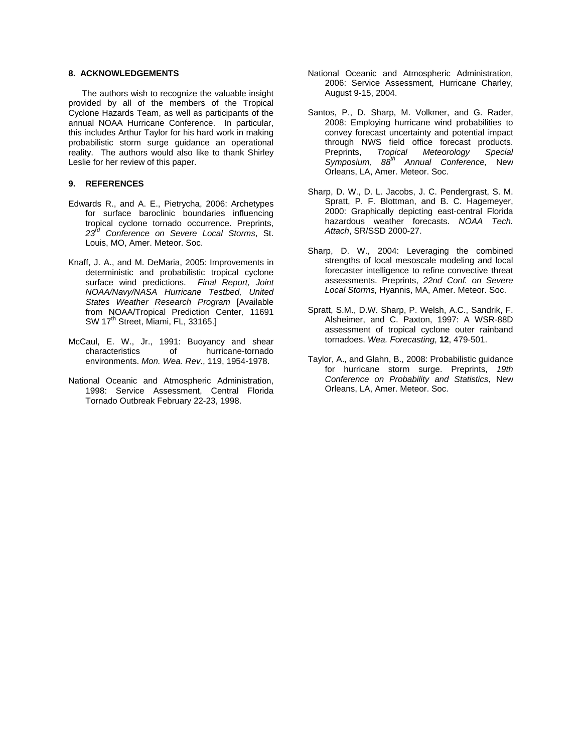## 8. ACKNOWLEDGEMENTS

The authors wish to recognize the valuable insight provided by all of the members of the Tropical Cyclone Hazards Team, as well as participants of the annual NOAA Hurricane Conference. In particular, this includes Arthur Taylor for his hard work in making probabilistic storm surge guidance an operational reality. The authors would also like to thank Shirley Leslie for her review of this paper.

## 9. REFERENCES

Edwards R., and A. E., Pietrycha, 2006: Archetypes for surface baroclinic boundaries influencing tropical cyclone tornado occurrence. Preprints, *23rd Conference on Severe Local Storms*, St. Louis, MO, Amer. Meteor. Soc.

Knaff, J. A., and M. DeMaria, 2005: Improvements in deterministic and probabilistic tropical cyclone surface wind predictions. *Final Report, Joint NOAA/Navy/NASA Hurricane Testbed, United States Weather Research Program* [Available from NOAA/Tropical Prediction Center, 11691 SW 17th Street, Miami, FL, 33165.]

McCaul, E. W., Jr., 1991: Buoyancy and shear characteristics of hurricane-tornado environments. *Mon. Wea. Rev*., 119, 1954-1978.

National Oceanic and Atmospheric Administration, 1998: Service Assessment, Central Florida Tornado Outbreak February 22-23, 1998.

National Oceanic and Atmospheric Administration, 2006: Service Assessment, Hurricane Charley, August 9-15, 2004.

Santos, P., D. Sharp, M. Volkmer, and G. Rader, 2008: Employing hurricane wind probabilities to convey forecast uncertainty and potential impact through NWS field office forecast products. Preprints, *Tropical Meteorology Special Symposium, 88th Annual Conference,* New Orleans, LA, Amer. Meteor. Soc.

Sharp, D. W., D. L. Jacobs, J. C. Pendergrast, S. M. Spratt, P. F. Blottman, and B. C. Hagemeyer, 2000: Graphically depicting east-central Florida hazardous weather forecasts. *NOAA Tech. Attach*, SR/SSD 2000-27.

Sharp, D. W., 2004: Leveraging the combined strengths of local mesoscale modeling and local forecaster intelligence to refine convective threat assessments. Preprints, *22nd Conf. on Severe Local Storms,* Hyannis, MA, Amer. Meteor. Soc.

Spratt, S.M., D.W. Sharp, P. Welsh, A.C., Sandrik, F. Alsheimer, and C. Paxton, 1997: A WSR-88D assessment of tropical cyclone outer rainband tornadoes. *Wea. Forecasting*, **12**, 479-501.

Taylor, A., and Glahn, B., 2008: Probabilistic guidance for hurricane storm surge. Preprints, *19th Conference on Probability and Statistics*, New Orleans, LA, Amer. Meteor. Soc.